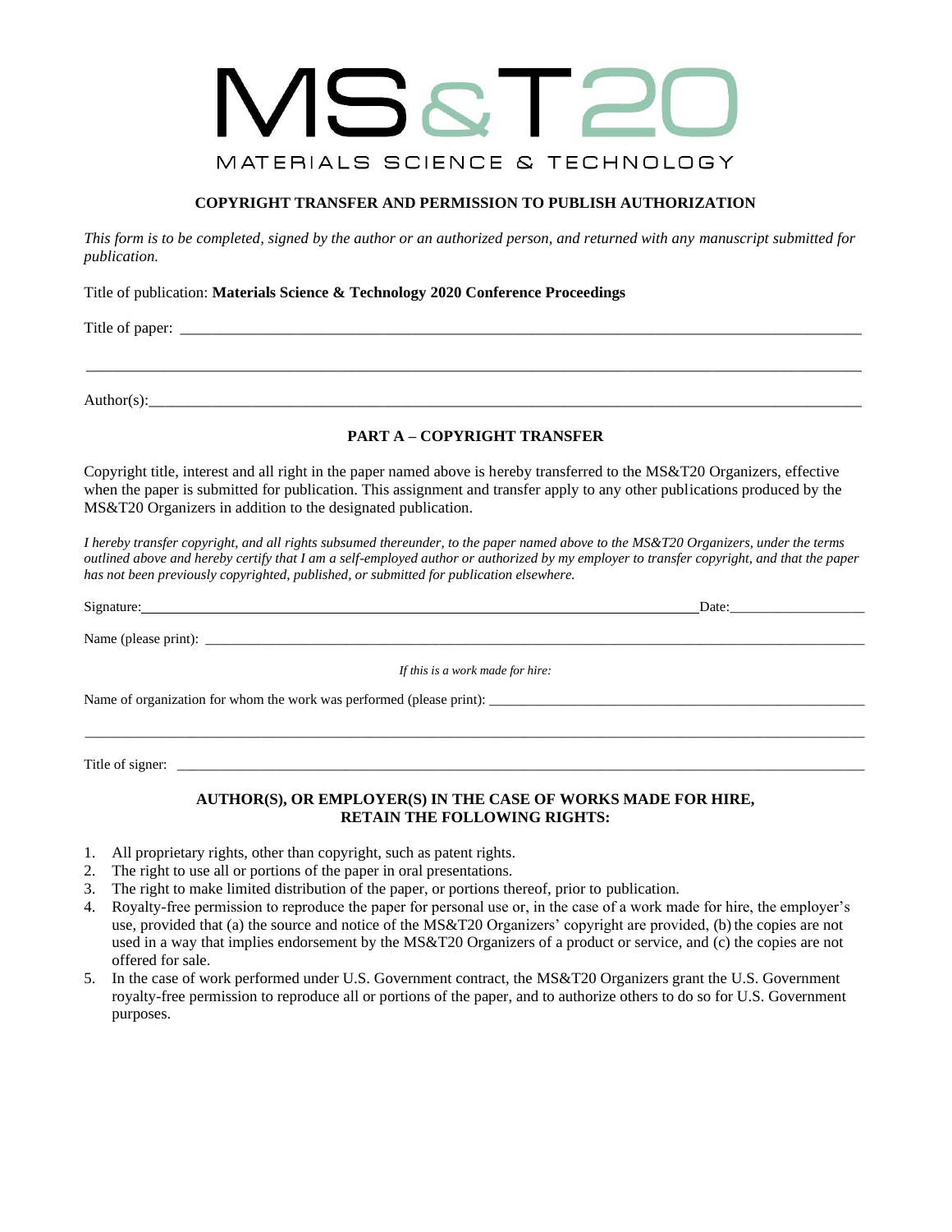# MS&T20

MATERIALS SCIENCE & TECHNOLOGY

## COPYRIGHT TRANSFER AND PERMISSION TO PUBLISH AUTHORIZATION

*This form is to be completed, signed by the author or an authorized person, and returned with any manuscript submitted for publication.*

Title of publication: **Materials Science & Technology 2020 Conference Proceedings**

Title of paper: ______________________________________________________________________

______________________________________________________________________

Author(s): ______________________________________________________________________

### PART A – COPYRIGHT TRANSFER

Copyright title, interest and all right in the paper named above is hereby transferred to the MS&T20 Organizers, effective when the paper is submitted for publication. This assignment and transfer apply to any other publications produced by the MS&T20 Organizers in addition to the designated publication.

*I hereby transfer copyright, and all rights subsumed thereunder, to the paper named above to the MS&T20 Organizers, under the terms outlined above and hereby certify that I am a self-employed author or authorized by my employer to transfer copyright, and that the paper has not been previously copyrighted, published, or submitted for publication elsewhere.*

Signature: ______________________________________________________ Date: ________________

Name (please print): ______________________________________________________________________

*If this is a work made for hire:*

Name of organization for whom the work was performed (please print): ______________________________

______________________________________________________________________

Title of signer: ______________________________________________________________________

### AUTHOR(S), OR EMPLOYER(S) IN THE CASE OF WORKS MADE FOR HIRE, RETAIN THE FOLLOWING RIGHTS:

1. All proprietary rights, other than copyright, such as patent rights.
2. The right to use all or portions of the paper in oral presentations.
3. The right to make limited distribution of the paper, or portions thereof, prior to publication.
4. Royalty-free permission to reproduce the paper for personal use or, in the case of a work made for hire, the employer's use, provided that (a) the source and notice of the MS&T20 Organizers' copyright are provided, (b) the copies are not used in a way that implies endorsement by the MS&T20 Organizers of a product or service, and (c) the copies are not offered for sale.
5. In the case of work performed under U.S. Government contract, the MS&T20 Organizers grant the U.S. Government royalty-free permission to reproduce all or portions of the paper, and to authorize others to do so for U.S. Government purposes.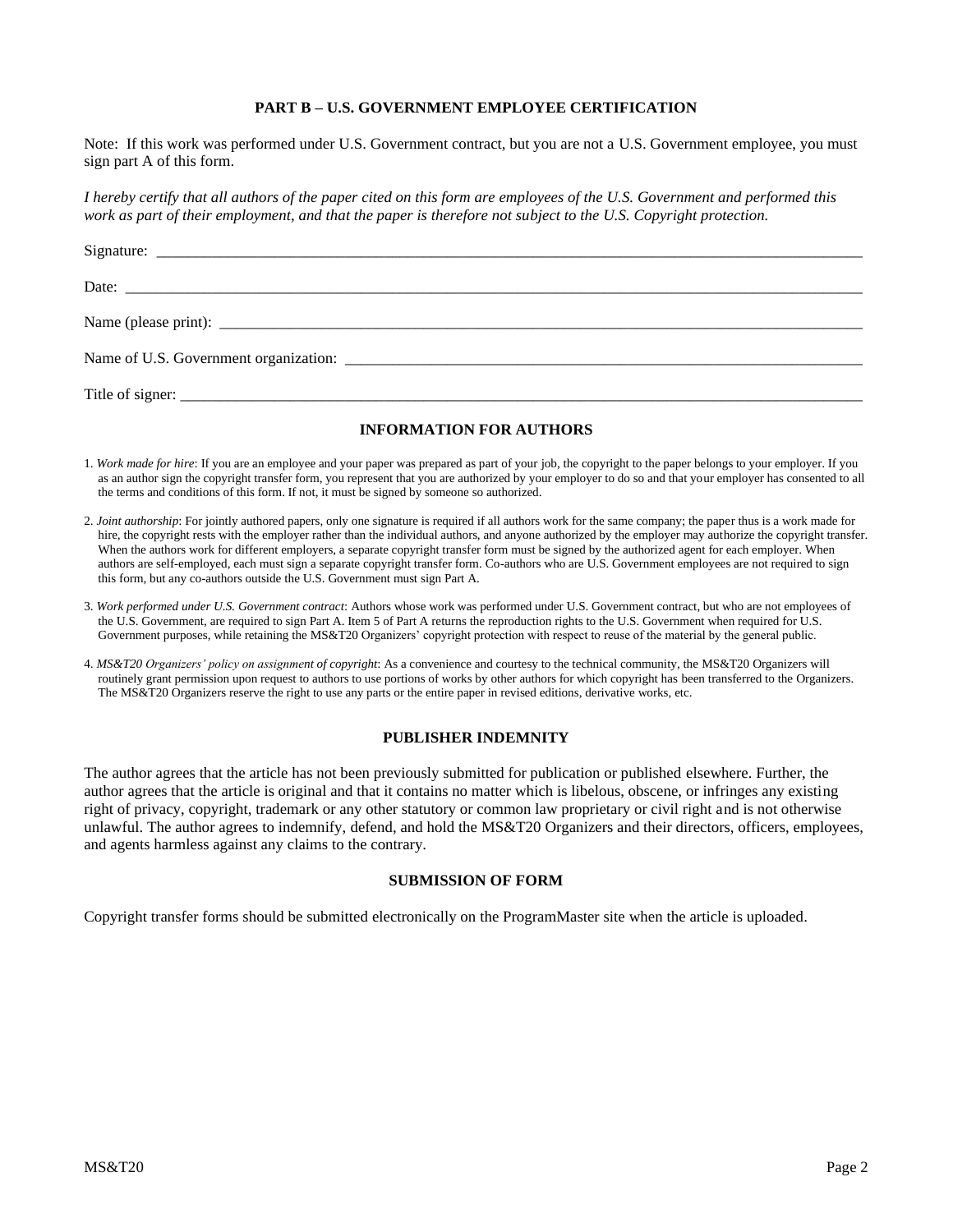## PART B – U.S. GOVERNMENT EMPLOYEE CERTIFICATION

Note: If this work was performed under U.S. Government contract, but you are not a U.S. Government employee, you must sign part A of this form.

*I hereby certify that all authors of the paper cited on this form are employees of the U.S. Government and performed this work as part of their employment, and that the paper is therefore not subject to the U.S. Copyright protection.*

Signature: \_\_\_\_\_\_\_\_\_\_\_\_\_\_\_\_\_\_\_\_\_\_\_\_\_\_\_\_\_\_\_\_\_\_\_\_\_\_\_\_\_\_\_\_\_\_\_\_\_\_\_\_\_\_\_\_\_\_\_\_

Date: \_\_\_\_\_\_\_\_\_\_\_\_\_\_\_\_\_\_\_\_\_\_\_\_\_\_\_\_\_\_\_\_\_\_\_\_\_\_\_\_\_\_\_\_\_\_\_\_\_\_\_\_\_\_\_\_\_\_\_\_\_\_\_\_

Name (please print): \_\_\_\_\_\_\_\_\_\_\_\_\_\_\_\_\_\_\_\_\_\_\_\_\_\_\_\_\_\_\_\_\_\_\_\_\_\_\_\_\_\_\_\_\_\_\_\_\_\_\_\_

Name of U.S. Government organization: \_\_\_\_\_\_\_\_\_\_\_\_\_\_\_\_\_\_\_\_\_\_\_\_\_\_\_\_\_\_\_\_\_\_\_\_\_\_\_\_\_\_

Title of signer: \_\_\_\_\_\_\_\_\_\_\_\_\_\_\_\_\_\_\_\_\_\_\_\_\_\_\_\_\_\_\_\_\_\_\_\_\_\_\_\_\_\_\_\_\_\_\_\_\_\_\_\_\_\_\_\_\_

## INFORMATION FOR AUTHORS

1. *Work made for hire*: If you are an employee and your paper was prepared as part of your job, the copyright to the paper belongs to your employer. If you as an author sign the copyright transfer form, you represent that you are authorized by your employer to do so and that your employer has consented to all the terms and conditions of this form. If not, it must be signed by someone so authorized.

2. *Joint authorship*: For jointly authored papers, only one signature is required if all authors work for the same company; the paper thus is a work made for hire, the copyright rests with the employer rather than the individual authors, and anyone authorized by the employer may authorize the copyright transfer. When the authors work for different employers, a separate copyright transfer form must be signed by the authorized agent for each employer. When authors are self-employed, each must sign a separate copyright transfer form. Co-authors who are U.S. Government employees are not required to sign this form, but any co-authors outside the U.S. Government must sign Part A.

3. *Work performed under U.S. Government contract*: Authors whose work was performed under U.S. Government contract, but who are not employees of the U.S. Government, are required to sign Part A. Item 5 of Part A returns the reproduction rights to the U.S. Government when required for U.S. Government purposes, while retaining the MS&T20 Organizers' copyright protection with respect to reuse of the material by the general public.

4. *MS&T20 Organizers' policy on assignment of copyright*: As a convenience and courtesy to the technical community, the MS&T20 Organizers will routinely grant permission upon request to authors to use portions of works by other authors for which copyright has been transferred to the Organizers. The MS&T20 Organizers reserve the right to use any parts or the entire paper in revised editions, derivative works, etc.

## PUBLISHER INDEMNITY

The author agrees that the article has not been previously submitted for publication or published elsewhere. Further, the author agrees that the article is original and that it contains no matter which is libelous, obscene, or infringes any existing right of privacy, copyright, trademark or any other statutory or common law proprietary or civil right and is not otherwise unlawful. The author agrees to indemnify, defend, and hold the MS&T20 Organizers and their directors, officers, employees, and agents harmless against any claims to the contrary.

## SUBMISSION OF FORM

Copyright transfer forms should be submitted electronically on the ProgramMaster site when the article is uploaded.